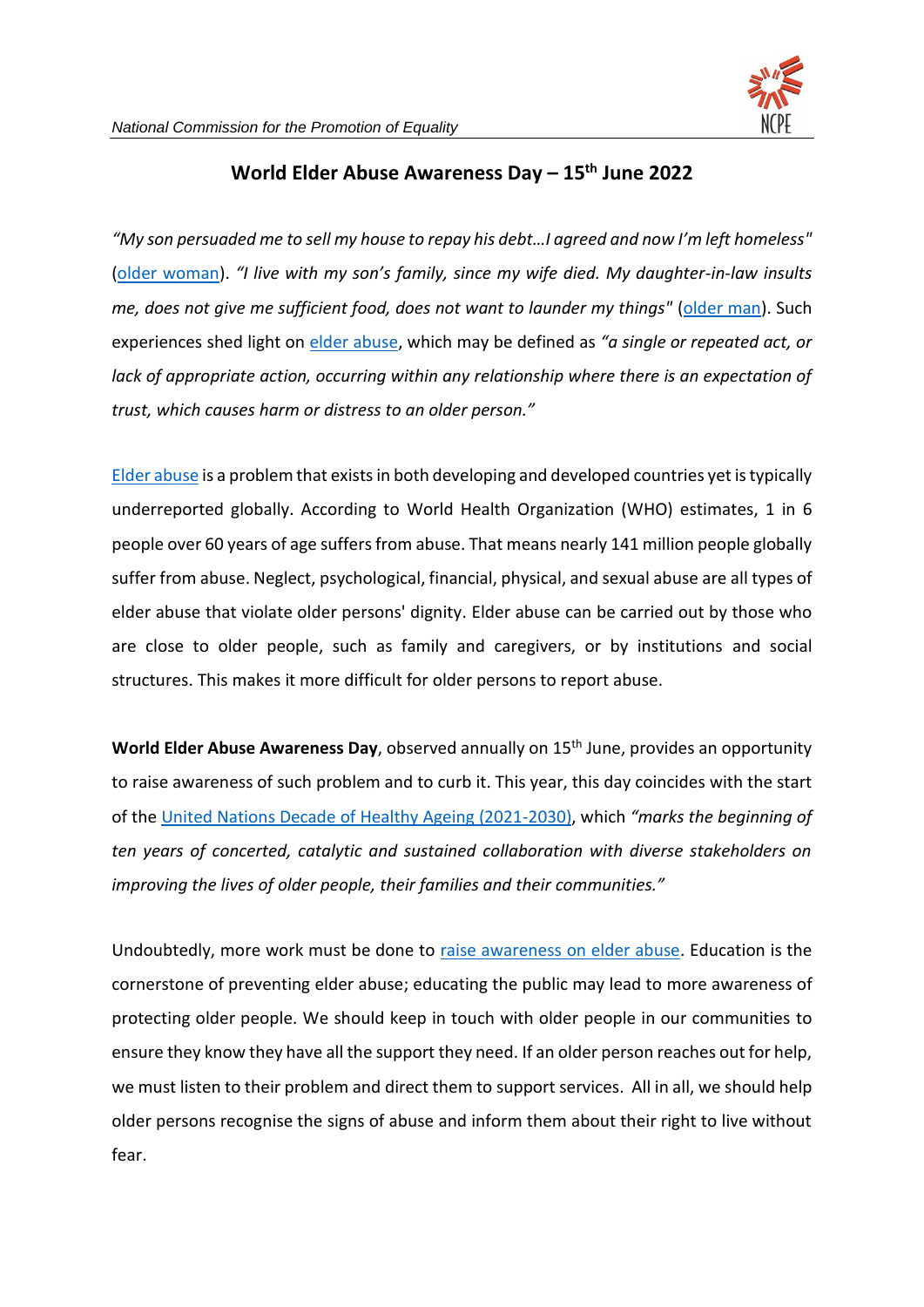# World Elder Abuse Awareness Day – 15th June 2022

*"My son persuaded me to sell my house to repay his debt…I agreed and now I'm left homeless"* (older woman). *"I live with my son's family, since my wife died. My daughter-in-law insults me, does not give me sufficient food, does not want to launder my things"* (older man). Such experiences shed light on elder abuse, which may be defined as *"a single or repeated act, or lack of appropriate action, occurring within any relationship where there is an expectation of trust, which causes harm or distress to an older person."*

Elder abuse is a problem that exists in both developing and developed countries yet is typically underreported globally. According to World Health Organization (WHO) estimates, 1 in 6 people over 60 years of age suffers from abuse. That means nearly 141 million people globally suffer from abuse. Neglect, psychological, financial, physical, and sexual abuse are all types of elder abuse that violate older persons' dignity. Elder abuse can be carried out by those who are close to older people, such as family and caregivers, or by institutions and social structures. This makes it more difficult for older persons to report abuse.

**World Elder Abuse Awareness Day**, observed annually on 15th June, provides an opportunity to raise awareness of such problem and to curb it. This year, this day coincides with the start of the United Nations Decade of Healthy Ageing (2021-2030), which *"marks the beginning of ten years of concerted, catalytic and sustained collaboration with diverse stakeholders on improving the lives of older people, their families and their communities."*

Undoubtedly, more work must be done to raise awareness on elder abuse. Education is the cornerstone of preventing elder abuse; educating the public may lead to more awareness of protecting older people. We should keep in touch with older people in our communities to ensure they know they have all the support they need. If an older person reaches out for help, we must listen to their problem and direct them to support services. All in all, we should help older persons recognise the signs of abuse and inform them about their right to live without fear.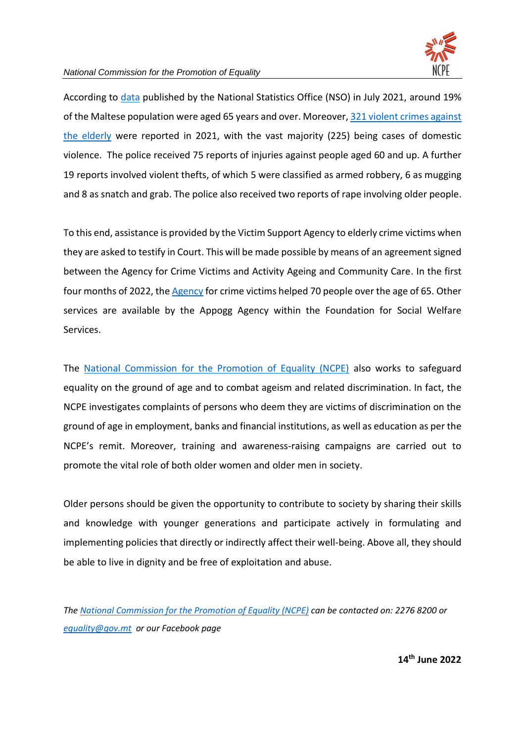According to data published by the National Statistics Office (NSO) in July 2021, around 19% of the Maltese population were aged 65 years and over. Moreover, 321 violent crimes against the elderly were reported in 2021, with the vast majority (225) being cases of domestic violence. The police received 75 reports of injuries against people aged 60 and up. A further 19 reports involved violent thefts, of which 5 were classified as armed robbery, 6 as mugging and 8 as snatch and grab. The police also received two reports of rape involving older people.

To this end, assistance is provided by the Victim Support Agency to elderly crime victims when they are asked to testify in Court. This will be made possible by means of an agreement signed between the Agency for Crime Victims and Activity Ageing and Community Care. In the first four months of 2022, the Agency for crime victims helped 70 people over the age of 65. Other services are available by the Appogg Agency within the Foundation for Social Welfare Services.

The National Commission for the Promotion of Equality (NCPE) also works to safeguard equality on the ground of age and to combat ageism and related discrimination. In fact, the NCPE investigates complaints of persons who deem they are victims of discrimination on the ground of age in employment, banks and financial institutions, as well as education as per the NCPE's remit. Moreover, training and awareness-raising campaigns are carried out to promote the vital role of both older women and older men in society.

Older persons should be given the opportunity to contribute to society by sharing their skills and knowledge with younger generations and participate actively in formulating and implementing policies that directly or indirectly affect their well-being. Above all, they should be able to live in dignity and be free of exploitation and abuse.

*The National Commission for the Promotion of Equality (NCPE) can be contacted on: 2276 8200 or equality@gov.mt or our Facebook page*

**14th June 2022**